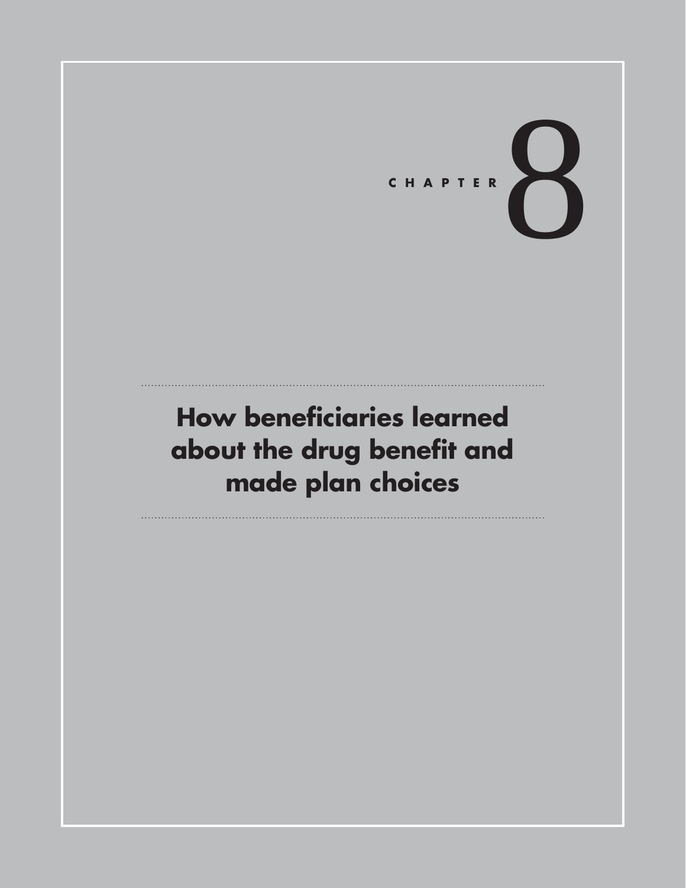# CHAPTER 8

## How beneficiaries learned about the drug benefit and made plan choices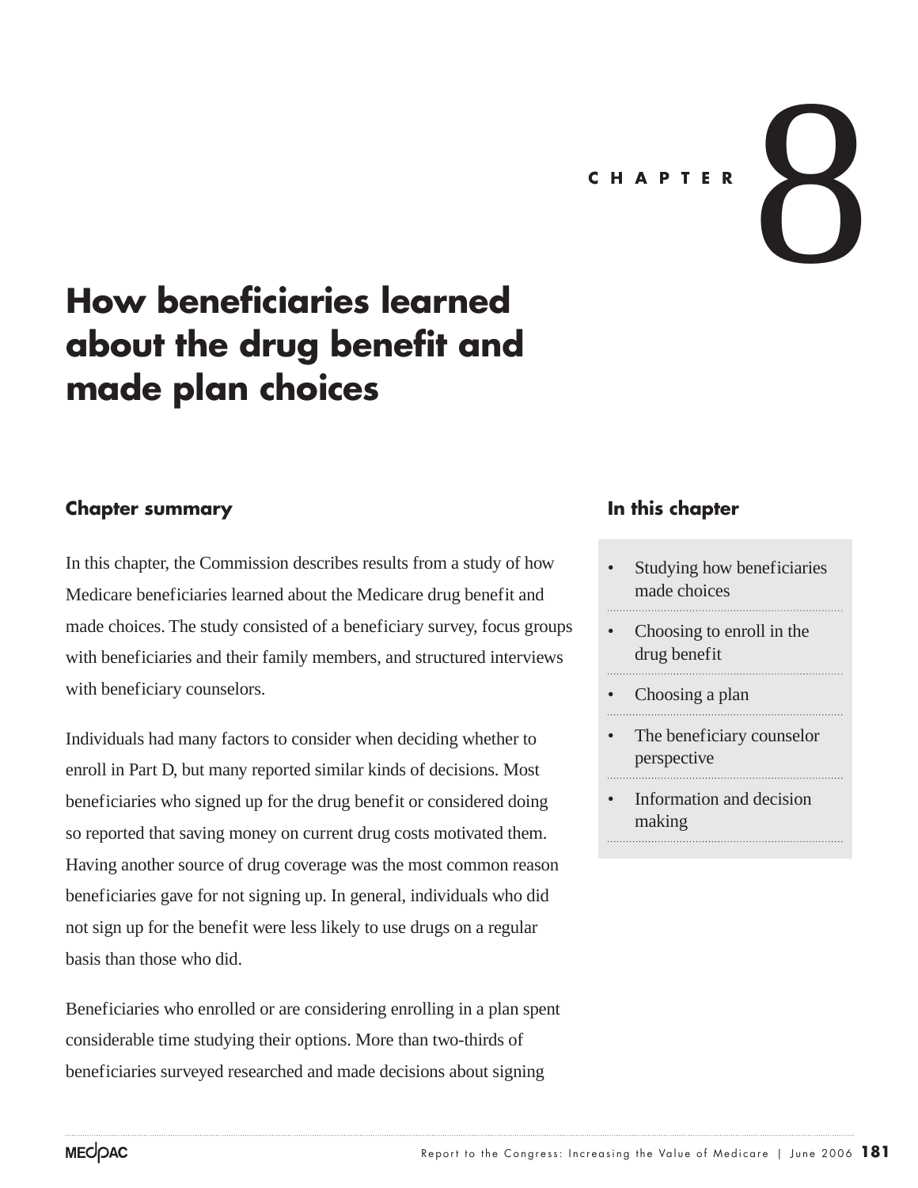C H A P T E R 8

# How beneficiaries learned about the drug benefit and made plan choices

## Chapter summary

In this chapter, the Commission describes results from a study of how Medicare beneficiaries learned about the Medicare drug benefit and made choices. The study consisted of a beneficiary survey, focus groups with beneficiaries and their family members, and structured interviews with beneficiary counselors.

Individuals had many factors to consider when deciding whether to enroll in Part D, but many reported similar kinds of decisions. Most beneficiaries who signed up for the drug benefit or considered doing so reported that saving money on current drug costs motivated them. Having another source of drug coverage was the most common reason beneficiaries gave for not signing up. In general, individuals who did not sign up for the benefit were less likely to use drugs on a regular basis than those who did.

Beneficiaries who enrolled or are considering enrolling in a plan spent considerable time studying their options. More than two-thirds of beneficiaries surveyed researched and made decisions about signing

## In this chapter

- Studying how beneficiaries made choices
- Choosing to enroll in the drug benefit
- Choosing a plan
- The beneficiary counselor perspective
- Information and decision making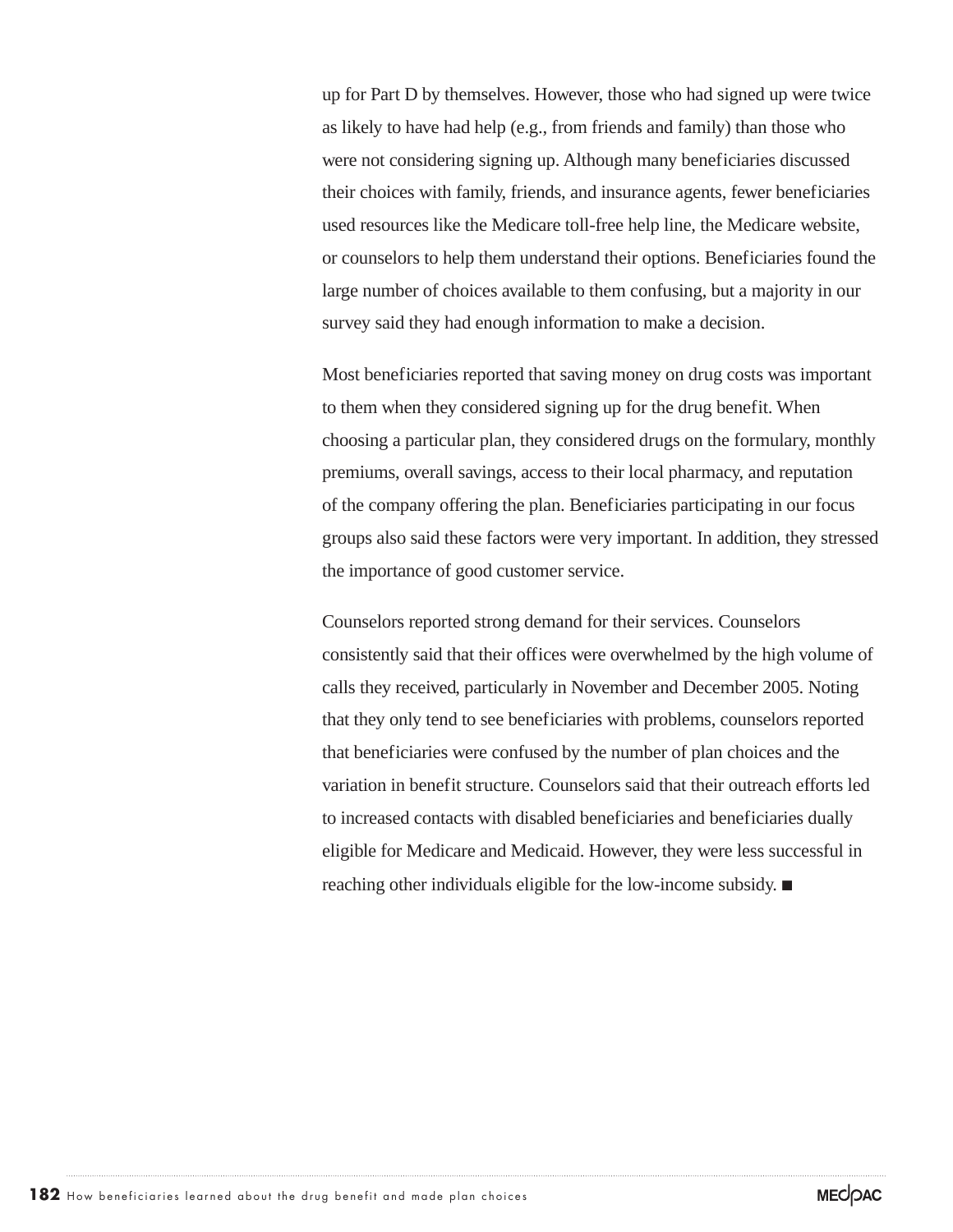up for Part D by themselves. However, those who had signed up were twice as likely to have had help (e.g., from friends and family) than those who were not considering signing up. Although many beneficiaries discussed their choices with family, friends, and insurance agents, fewer beneficiaries used resources like the Medicare toll-free help line, the Medicare website, or counselors to help them understand their options. Beneficiaries found the large number of choices available to them confusing, but a majority in our survey said they had enough information to make a decision.

Most beneficiaries reported that saving money on drug costs was important to them when they considered signing up for the drug benefit. When choosing a particular plan, they considered drugs on the formulary, monthly premiums, overall savings, access to their local pharmacy, and reputation of the company offering the plan. Beneficiaries participating in our focus groups also said these factors were very important. In addition, they stressed the importance of good customer service.

Counselors reported strong demand for their services. Counselors consistently said that their offices were overwhelmed by the high volume of calls they received, particularly in November and December 2005. Noting that they only tend to see beneficiaries with problems, counselors reported that beneficiaries were confused by the number of plan choices and the variation in benefit structure. Counselors said that their outreach efforts led to increased contacts with disabled beneficiaries and beneficiaries dually eligible for Medicare and Medicaid. However, they were less successful in reaching other individuals eligible for the low-income subsidy. ■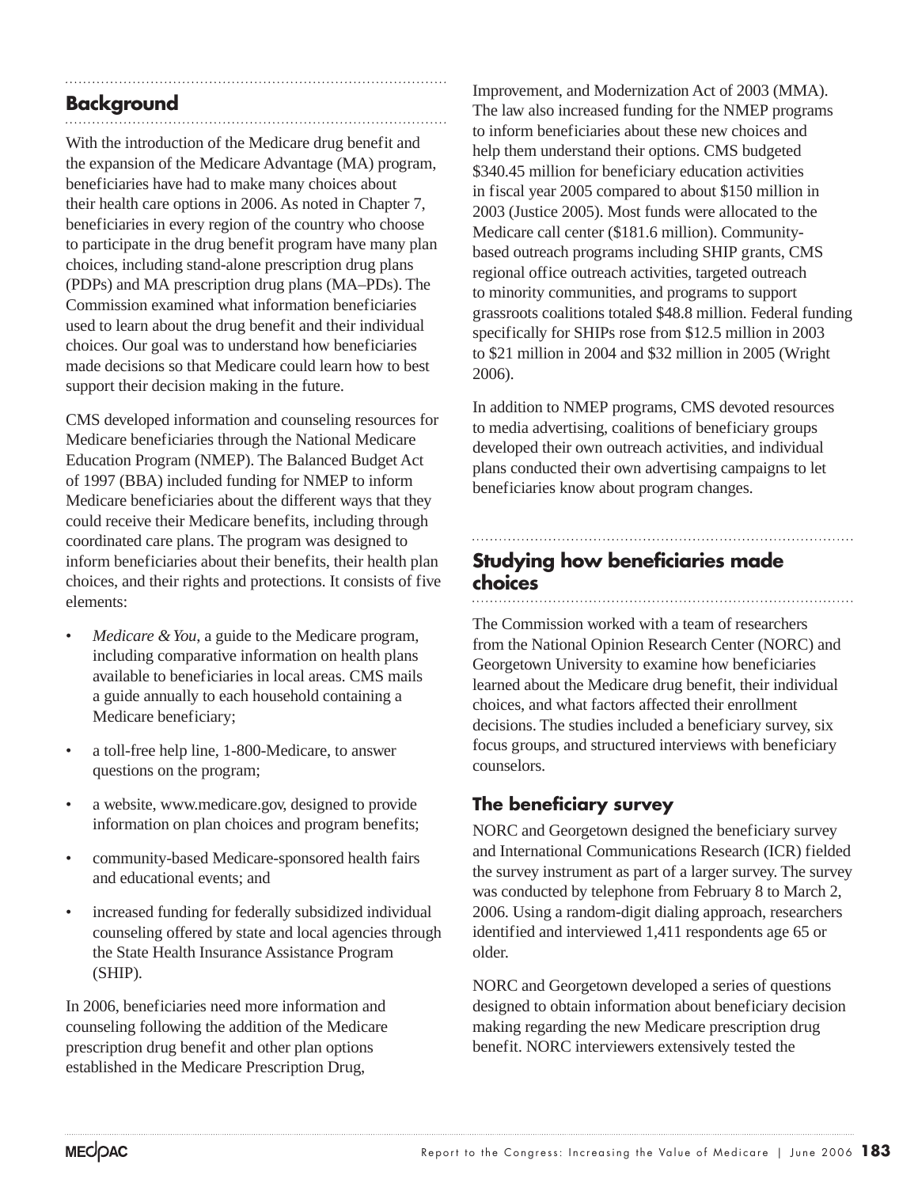## Background

With the introduction of the Medicare drug benefit and the expansion of the Medicare Advantage (MA) program, beneficiaries have had to make many choices about their health care options in 2006. As noted in Chapter 7, beneficiaries in every region of the country who choose to participate in the drug benefit program have many plan choices, including stand-alone prescription drug plans (PDPs) and MA prescription drug plans (MA–PDs). The Commission examined what information beneficiaries used to learn about the drug benefit and their individual choices. Our goal was to understand how beneficiaries made decisions so that Medicare could learn how to best support their decision making in the future.

CMS developed information and counseling resources for Medicare beneficiaries through the National Medicare Education Program (NMEP). The Balanced Budget Act of 1997 (BBA) included funding for NMEP to inform Medicare beneficiaries about the different ways that they could receive their Medicare benefits, including through coordinated care plans. The program was designed to inform beneficiaries about their benefits, their health plan choices, and their rights and protections. It consists of five elements:

- *Medicare & You*, a guide to the Medicare program, including comparative information on health plans available to beneficiaries in local areas. CMS mails a guide annually to each household containing a Medicare beneficiary;
- a toll-free help line, 1-800-Medicare, to answer questions on the program;
- a website, www.medicare.gov, designed to provide information on plan choices and program benefits;
- community-based Medicare-sponsored health fairs and educational events; and
- increased funding for federally subsidized individual counseling offered by state and local agencies through the State Health Insurance Assistance Program (SHIP).

In 2006, beneficiaries need more information and counseling following the addition of the Medicare prescription drug benefit and other plan options established in the Medicare Prescription Drug, Improvement, and Modernization Act of 2003 (MMA). The law also increased funding for the NMEP programs to inform beneficiaries about these new choices and help them understand their options. CMS budgeted $340.45 million for beneficiary education activities in fiscal year 2005 compared to about $150 million in 2003 (Justice 2005). Most funds were allocated to the Medicare call center ($181.6 million). Community-based outreach programs including SHIP grants, CMS regional office outreach activities, targeted outreach to minority communities, and programs to support grassroots coalitions totaled $48.8 million. Federal funding specifically for SHIPs rose from $12.5 million in 2003 to $21 million in 2004 and $32 million in 2005 (Wright 2006).

In addition to NMEP programs, CMS devoted resources to media advertising, coalitions of beneficiary groups developed their own outreach activities, and individual plans conducted their own advertising campaigns to let beneficiaries know about program changes.

## Studying how beneficiaries made choices

The Commission worked with a team of researchers from the National Opinion Research Center (NORC) and Georgetown University to examine how beneficiaries learned about the Medicare drug benefit, their individual choices, and what factors affected their enrollment decisions. The studies included a beneficiary survey, six focus groups, and structured interviews with beneficiary counselors.

### The beneficiary survey

NORC and Georgetown designed the beneficiary survey and International Communications Research (ICR) fielded the survey instrument as part of a larger survey. The survey was conducted by telephone from February 8 to March 2, 2006. Using a random-digit dialing approach, researchers identified and interviewed 1,411 respondents age 65 or older.

NORC and Georgetown developed a series of questions designed to obtain information about beneficiary decision making regarding the new Medicare prescription drug benefit. NORC interviewers extensively tested the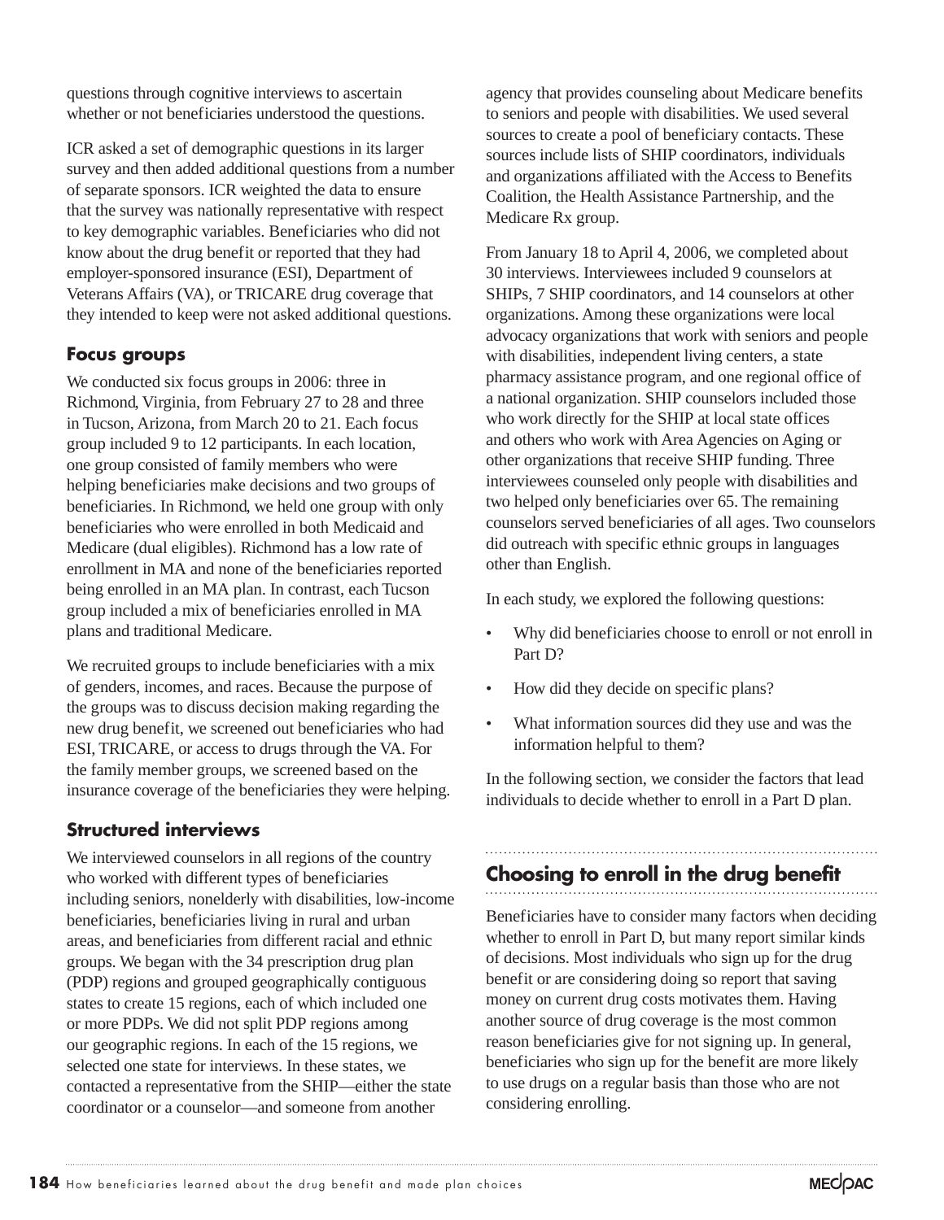questions through cognitive interviews to ascertain whether or not beneficiaries understood the questions.

ICR asked a set of demographic questions in its larger survey and then added additional questions from a number of separate sponsors. ICR weighted the data to ensure that the survey was nationally representative with respect to key demographic variables. Beneficiaries who did not know about the drug benefit or reported that they had employer-sponsored insurance (ESI), Department of Veterans Affairs (VA), or TRICARE drug coverage that they intended to keep were not asked additional questions.

### Focus groups

We conducted six focus groups in 2006: three in Richmond, Virginia, from February 27 to 28 and three in Tucson, Arizona, from March 20 to 21. Each focus group included 9 to 12 participants. In each location, one group consisted of family members who were helping beneficiaries make decisions and two groups of beneficiaries. In Richmond, we held one group with only beneficiaries who were enrolled in both Medicaid and Medicare (dual eligibles). Richmond has a low rate of enrollment in MA and none of the beneficiaries reported being enrolled in an MA plan. In contrast, each Tucson group included a mix of beneficiaries enrolled in MA plans and traditional Medicare.

We recruited groups to include beneficiaries with a mix of genders, incomes, and races. Because the purpose of the groups was to discuss decision making regarding the new drug benefit, we screened out beneficiaries who had ESI, TRICARE, or access to drugs through the VA. For the family member groups, we screened based on the insurance coverage of the beneficiaries they were helping.

### Structured interviews

We interviewed counselors in all regions of the country who worked with different types of beneficiaries including seniors, nonelderly with disabilities, low-income beneficiaries, beneficiaries living in rural and urban areas, and beneficiaries from different racial and ethnic groups. We began with the 34 prescription drug plan (PDP) regions and grouped geographically contiguous states to create 15 regions, each of which included one or more PDPs. We did not split PDP regions among our geographic regions. In each of the 15 regions, we selected one state for interviews. In these states, we contacted a representative from the SHIP—either the state coordinator or a counselor—and someone from another agency that provides counseling about Medicare benefits to seniors and people with disabilities. We used several sources to create a pool of beneficiary contacts. These sources include lists of SHIP coordinators, individuals and organizations affiliated with the Access to Benefits Coalition, the Health Assistance Partnership, and the Medicare Rx group.

From January 18 to April 4, 2006, we completed about 30 interviews. Interviewees included 9 counselors at SHIPs, 7 SHIP coordinators, and 14 counselors at other organizations. Among these organizations were local advocacy organizations that work with seniors and people with disabilities, independent living centers, a state pharmacy assistance program, and one regional office of a national organization. SHIP counselors included those who work directly for the SHIP at local state offices and others who work with Area Agencies on Aging or other organizations that receive SHIP funding. Three interviewees counseled only people with disabilities and two helped only beneficiaries over 65. The remaining counselors served beneficiaries of all ages. Two counselors did outreach with specific ethnic groups in languages other than English.

In each study, we explored the following questions:

- Why did beneficiaries choose to enroll or not enroll in Part D?
- How did they decide on specific plans?
- What information sources did they use and was the information helpful to them?

In the following section, we consider the factors that lead individuals to decide whether to enroll in a Part D plan.

## Choosing to enroll in the drug benefit

Beneficiaries have to consider many factors when deciding whether to enroll in Part D, but many report similar kinds of decisions. Most individuals who sign up for the drug benefit or are considering doing so report that saving money on current drug costs motivates them. Having another source of drug coverage is the most common reason beneficiaries give for not signing up. In general, beneficiaries who sign up for the benefit are more likely to use drugs on a regular basis than those who are not considering enrolling.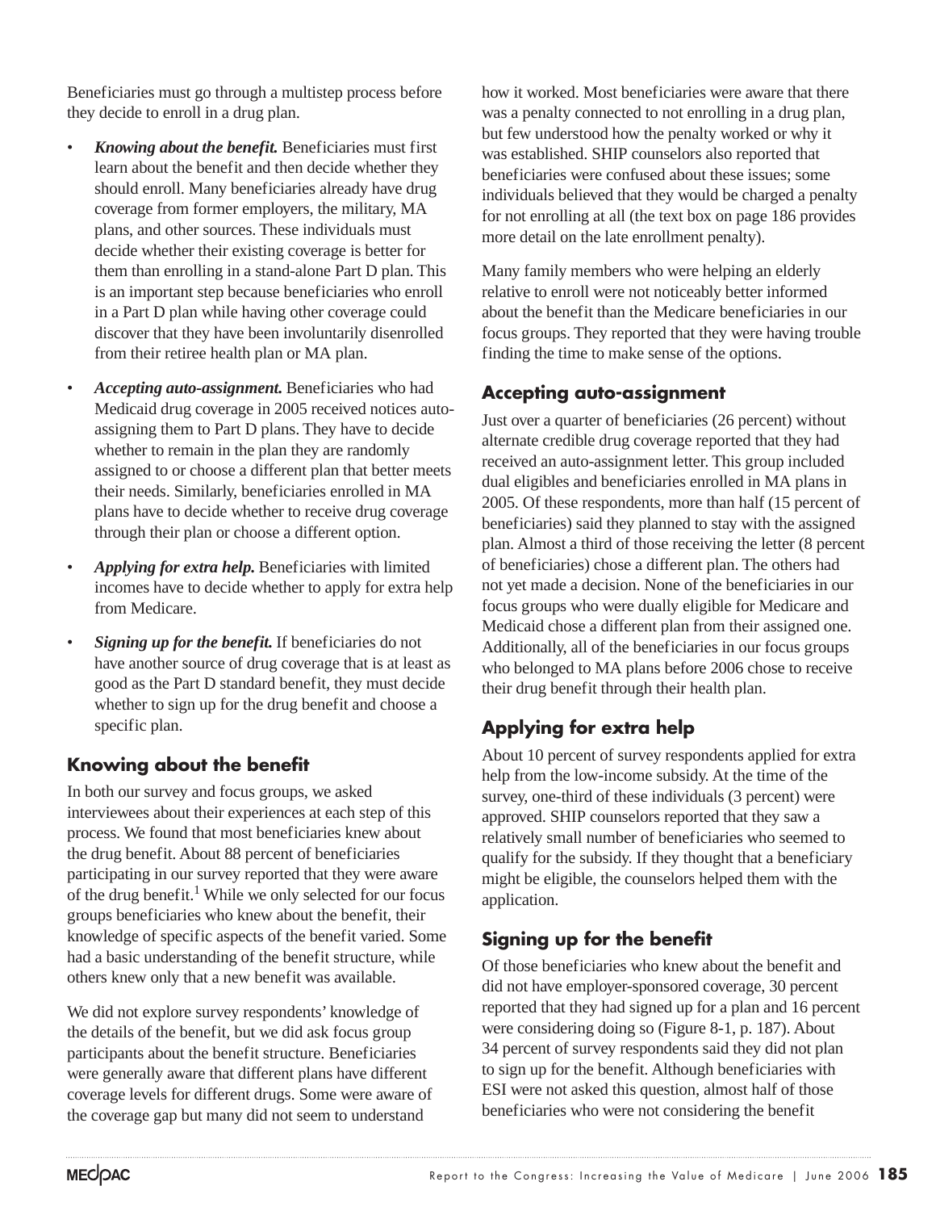Beneficiaries must go through a multistep process before they decide to enroll in a drug plan.

- ***Knowing about the benefit.*** Beneficiaries must first learn about the benefit and then decide whether they should enroll. Many beneficiaries already have drug coverage from former employers, the military, MA plans, and other sources. These individuals must decide whether their existing coverage is better for them than enrolling in a stand-alone Part D plan. This is an important step because beneficiaries who enroll in a Part D plan while having other coverage could discover that they have been involuntarily disenrolled from their retiree health plan or MA plan.
- ***Accepting auto-assignment.*** Beneficiaries who had Medicaid drug coverage in 2005 received notices auto-assigning them to Part D plans. They have to decide whether to remain in the plan they are randomly assigned to or choose a different plan that better meets their needs. Similarly, beneficiaries enrolled in MA plans have to decide whether to receive drug coverage through their plan or choose a different option.
- ***Applying for extra help.*** Beneficiaries with limited incomes have to decide whether to apply for extra help from Medicare.
- ***Signing up for the benefit.*** If beneficiaries do not have another source of drug coverage that is at least as good as the Part D standard benefit, they must decide whether to sign up for the drug benefit and choose a specific plan.

## Knowing about the benefit

In both our survey and focus groups, we asked interviewees about their experiences at each step of this process. We found that most beneficiaries knew about the drug benefit. About 88 percent of beneficiaries participating in our survey reported that they were aware of the drug benefit.[1] While we only selected for our focus groups beneficiaries who knew about the benefit, their knowledge of specific aspects of the benefit varied. Some had a basic understanding of the benefit structure, while others knew only that a new benefit was available.

We did not explore survey respondents' knowledge of the details of the benefit, but we did ask focus group participants about the benefit structure. Beneficiaries were generally aware that different plans have different coverage levels for different drugs. Some were aware of the coverage gap but many did not seem to understand how it worked. Most beneficiaries were aware that there was a penalty connected to not enrolling in a drug plan, but few understood how the penalty worked or why it was established. SHIP counselors also reported that beneficiaries were confused about these issues; some individuals believed that they would be charged a penalty for not enrolling at all (the text box on page 186 provides more detail on the late enrollment penalty).

Many family members who were helping an elderly relative to enroll were not noticeably better informed about the benefit than the Medicare beneficiaries in our focus groups. They reported that they were having trouble finding the time to make sense of the options.

## Accepting auto-assignment

Just over a quarter of beneficiaries (26 percent) without alternate credible drug coverage reported that they had received an auto-assignment letter. This group included dual eligibles and beneficiaries enrolled in MA plans in 2005. Of these respondents, more than half (15 percent of beneficiaries) said they planned to stay with the assigned plan. Almost a third of those receiving the letter (8 percent of beneficiaries) chose a different plan. The others had not yet made a decision. None of the beneficiaries in our focus groups who were dually eligible for Medicare and Medicaid chose a different plan from their assigned one. Additionally, all of the beneficiaries in our focus groups who belonged to MA plans before 2006 chose to receive their drug benefit through their health plan.

## Applying for extra help

About 10 percent of survey respondents applied for extra help from the low-income subsidy. At the time of the survey, one-third of these individuals (3 percent) were approved. SHIP counselors reported that they saw a relatively small number of beneficiaries who seemed to qualify for the subsidy. If they thought that a beneficiary might be eligible, the counselors helped them with the application.

## Signing up for the benefit

Of those beneficiaries who knew about the benefit and did not have employer-sponsored coverage, 30 percent reported that they had signed up for a plan and 16 percent were considering doing so (Figure 8-1, p. 187). About 34 percent of survey respondents said they did not plan to sign up for the benefit. Although beneficiaries with ESI were not asked this question, almost half of those beneficiaries who were not considering the benefit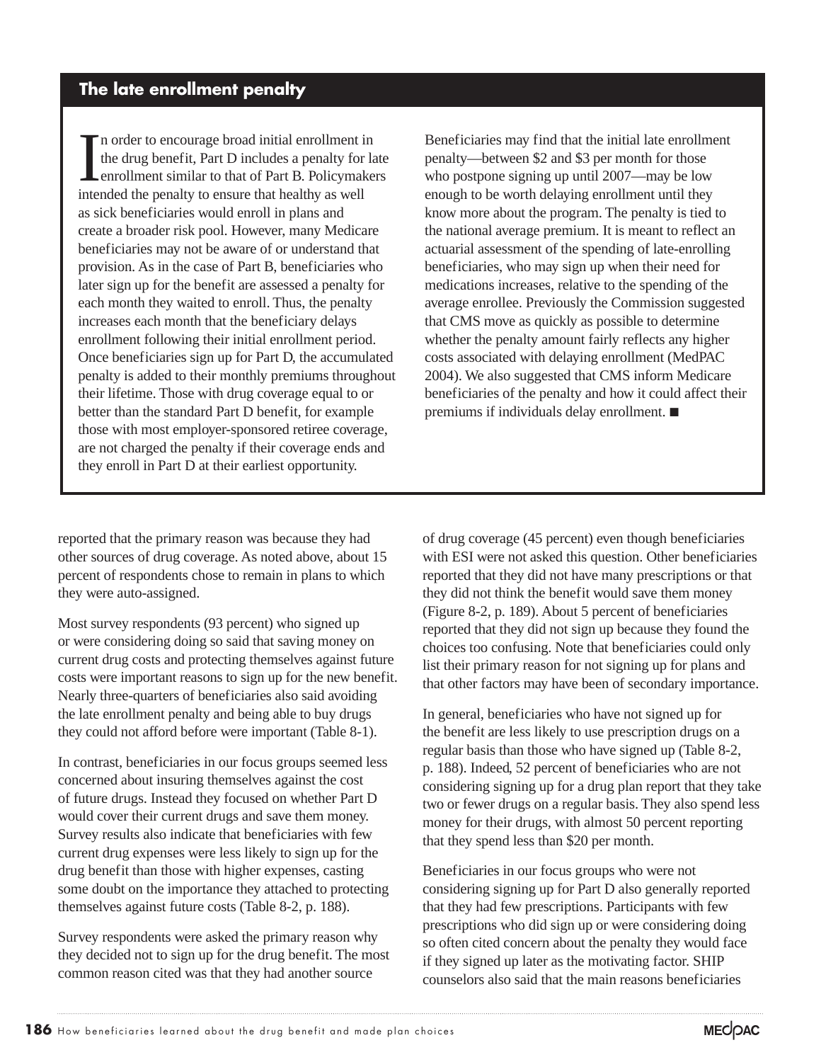## The late enrollment penalty

In order to encourage broad initial enrollment in the drug benefit, Part D includes a penalty for late enrollment similar to that of Part B. Policymakers intended the penalty to ensure that healthy as well as sick beneficiaries would enroll in plans and create a broader risk pool. However, many Medicare beneficiaries may not be aware of or understand that provision. As in the case of Part B, beneficiaries who later sign up for the benefit are assessed a penalty for each month they waited to enroll. Thus, the penalty increases each month that the beneficiary delays enrollment following their initial enrollment period. Once beneficiaries sign up for Part D, the accumulated penalty is added to their monthly premiums throughout their lifetime. Those with drug coverage equal to or better than the standard Part D benefit, for example those with most employer-sponsored retiree coverage, are not charged the penalty if their coverage ends and they enroll in Part D at their earliest opportunity.

Beneficiaries may find that the initial late enrollment penalty—between $2 and $3 per month for those who postpone signing up until 2007—may be low enough to be worth delaying enrollment until they know more about the program. The penalty is tied to the national average premium. It is meant to reflect an actuarial assessment of the spending of late-enrolling beneficiaries, who may sign up when their need for medications increases, relative to the spending of the average enrollee. Previously the Commission suggested that CMS move as quickly as possible to determine whether the penalty amount fairly reflects any higher costs associated with delaying enrollment (MedPAC 2004). We also suggested that CMS inform Medicare beneficiaries of the penalty and how it could affect their premiums if individuals delay enrollment. ■

reported that the primary reason was because they had other sources of drug coverage. As noted above, about 15 percent of respondents chose to remain in plans to which they were auto-assigned.

Most survey respondents (93 percent) who signed up or were considering doing so said that saving money on current drug costs and protecting themselves against future costs were important reasons to sign up for the new benefit. Nearly three-quarters of beneficiaries also said avoiding the late enrollment penalty and being able to buy drugs they could not afford before were important (Table 8-1).

In contrast, beneficiaries in our focus groups seemed less concerned about insuring themselves against the cost of future drugs. Instead they focused on whether Part D would cover their current drugs and save them money. Survey results also indicate that beneficiaries with few current drug expenses were less likely to sign up for the drug benefit than those with higher expenses, casting some doubt on the importance they attached to protecting themselves against future costs (Table 8-2, p. 188).

Survey respondents were asked the primary reason why they decided not to sign up for the drug benefit. The most common reason cited was that they had another source of drug coverage (45 percent) even though beneficiaries with ESI were not asked this question. Other beneficiaries reported that they did not have many prescriptions or that they did not think the benefit would save them money (Figure 8-2, p. 189). About 5 percent of beneficiaries reported that they did not sign up because they found the choices too confusing. Note that beneficiaries could only list their primary reason for not signing up for plans and that other factors may have been of secondary importance.

In general, beneficiaries who have not signed up for the benefit are less likely to use prescription drugs on a regular basis than those who have signed up (Table 8-2, p. 188). Indeed, 52 percent of beneficiaries who are not considering signing up for a drug plan report that they take two or fewer drugs on a regular basis. They also spend less money for their drugs, with almost 50 percent reporting that they spend less than $20 per month.

Beneficiaries in our focus groups who were not considering signing up for Part D also generally reported that they had few prescriptions. Participants with few prescriptions who did sign up or were considering doing so often cited concern about the penalty they would face if they signed up later as the motivating factor. SHIP counselors also said that the main reasons beneficiaries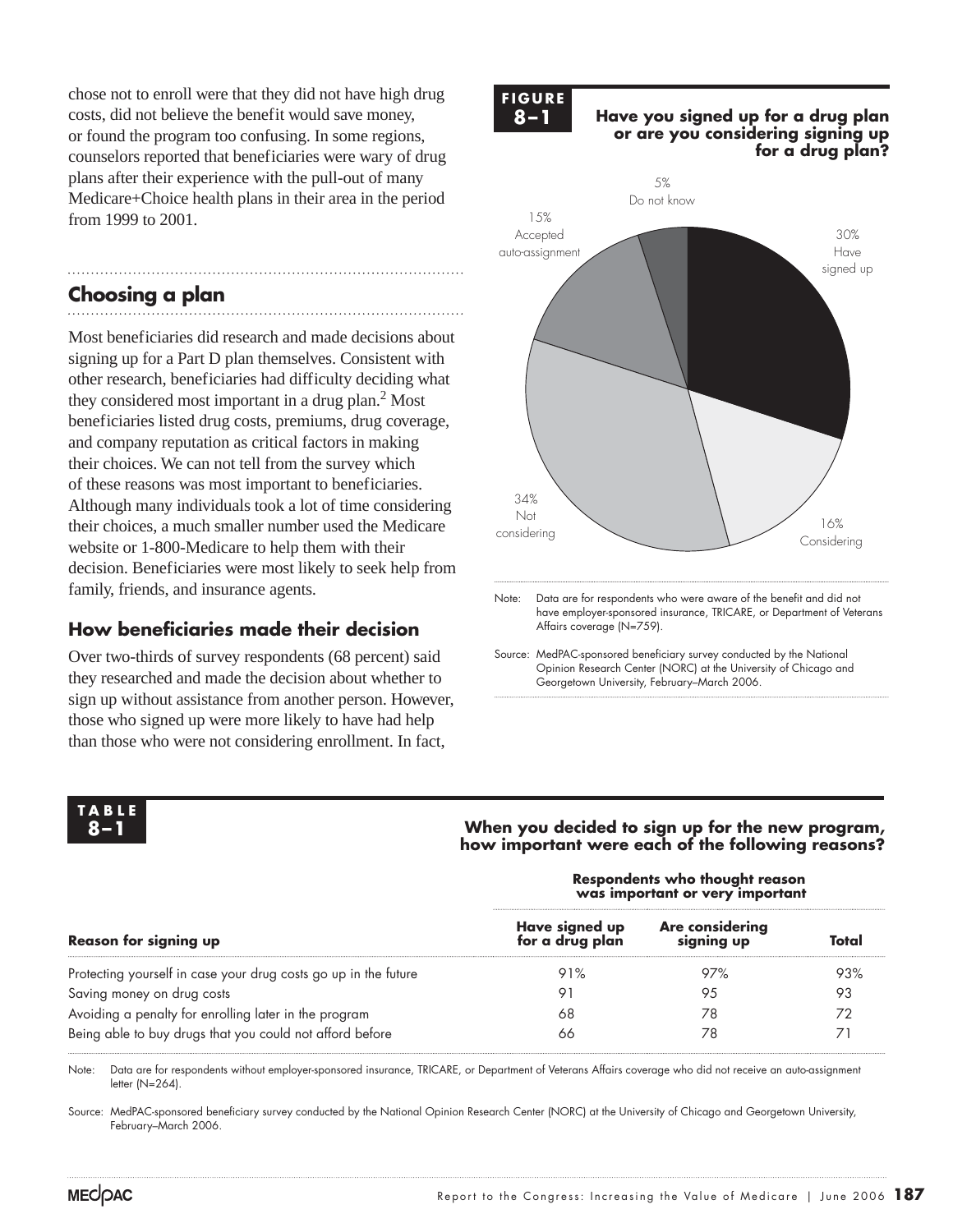chose not to enroll were that they did not have high drug costs, did not believe the benefit would save money, or found the program too confusing. In some regions, counselors reported that beneficiaries were wary of drug plans after their experience with the pull-out of many Medicare+Choice health plans in their area in the period from 1999 to 2001.

## Choosing a plan

Most beneficiaries did research and made decisions about signing up for a Part D plan themselves. Consistent with other research, beneficiaries had difficulty deciding what they considered most important in a drug plan.[2] Most beneficiaries listed drug costs, premiums, drug coverage, and company reputation as critical factors in making their choices. We can not tell from the survey which of these reasons was most important to beneficiaries. Although many individuals took a lot of time considering their choices, a much smaller number used the Medicare website or 1-800-Medicare to help them with their decision. Beneficiaries were most likely to seek help from family, friends, and insurance agents.

### How beneficiaries made their decision

Over two-thirds of survey respondents (68 percent) said they researched and made the decision about whether to sign up without assistance from another person. However, those who signed up were more likely to have had help than those who were not considering enrollment. In fact,

**FIGURE 8–1**

**Have you signed up for a drug plan or are you considering signing up for a drug plan?**

| Response | Percent |
|---|---|
| Have signed up | 30% |
| Considering | 16% |
| Not considering | 34% |
| Accepted auto-assignment | 15% |
| Do not know | 5% |

Note: Data are for respondents who were aware of the benefit and did not have employer-sponsored insurance, TRICARE, or Department of Veterans Affairs coverage (N=759).

Source: MedPAC-sponsored beneficiary survey conducted by the National Opinion Research Center (NORC) at the University of Chicago and Georgetown University, February–March 2006.

**TABLE 8–1**

**When you decided to sign up for the new program, how important were each of the following reasons?**

| | Respondents who thought reason was important or very important | | |
|---|---|---|---|
| **Reason for signing up** | **Have signed up for a drug plan** | **Are considering signing up** | **Total** |
| Protecting yourself in case your drug costs go up in the future | 91% | 97% | 93% |
| Saving money on drug costs | 91 | 95 | 93 |
| Avoiding a penalty for enrolling later in the program | 68 | 78 | 72 |
| Being able to buy drugs that you could not afford before | 66 | 78 | 71 |

Note: Data are for respondents without employer-sponsored insurance, TRICARE, or Department of Veterans Affairs coverage who did not receive an auto-assignment letter (N=264).

Source: MedPAC-sponsored beneficiary survey conducted by the National Opinion Research Center (NORC) at the University of Chicago and Georgetown University, February–March 2006.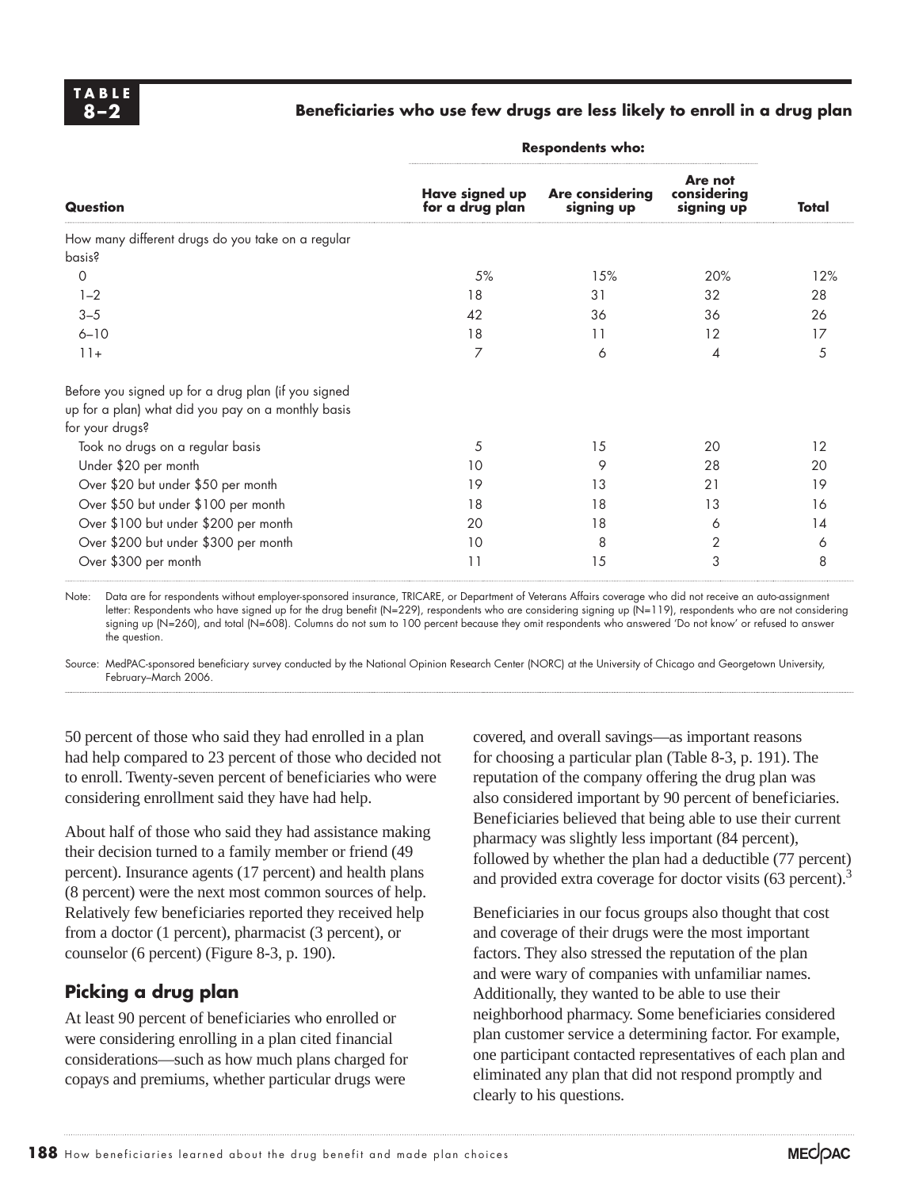**TABLE 8–2**

**Beneficiaries who use few drugs are less likely to enroll in a drug plan**

| Question | Respondents who: Have signed up for a drug plan | Are considering signing up | Are not considering signing up | Total |
|---|---|---|---|---|
| How many different drugs do you take on a regular basis? | | | | |
| 0 | 5% | 15% | 20% | 12% |
| 1–2 | 18 | 31 | 32 | 28 |
| 3–5 | 42 | 36 | 36 | 26 |
| 6–10 | 18 | 11 | 12 | 17 |
| 11+ | 7 | 6 | 4 | 5 |
| Before you signed up for a drug plan (if you signed up for a plan) what did you pay on a monthly basis for your drugs? | | | | |
| Took no drugs on a regular basis | 5 | 15 | 20 | 12 |
| Under $20 per month | 10 | 9 | 28 | 20 |
| Over $20 but under $50 per month | 19 | 13 | 21 | 19 |
| Over $50 but under $100 per month | 18 | 18 | 13 | 16 |
| Over $100 but under $200 per month | 20 | 18 | 6 | 14 |
| Over $200 but under $300 per month | 10 | 8 | 2 | 6 |
| Over $300 per month | 11 | 15 | 3 | 8 |

Note: Data are for respondents without employer-sponsored insurance, TRICARE, or Department of Veterans Affairs coverage who did not receive an auto-assignment letter: Respondents who have signed up for the drug benefit (N=229), respondents who are considering signing up (N=119), respondents who are not considering signing up (N=260), and total (N=608). Columns do not sum to 100 percent because they omit respondents who answered 'Do not know' or refused to answer the question.

Source: MedPAC-sponsored beneficiary survey conducted by the National Opinion Research Center (NORC) at the University of Chicago and Georgetown University, February–March 2006.

50 percent of those who said they had enrolled in a plan had help compared to 23 percent of those who decided not to enroll. Twenty-seven percent of beneficiaries who were considering enrollment said they have had help.

About half of those who said they had assistance making their decision turned to a family member or friend (49 percent). Insurance agents (17 percent) and health plans (8 percent) were the next most common sources of help. Relatively few beneficiaries reported they received help from a doctor (1 percent), pharmacist (3 percent), or counselor (6 percent) (Figure 8-3, p. 190).

## Picking a drug plan

At least 90 percent of beneficiaries who enrolled or were considering enrolling in a plan cited financial considerations—such as how much plans charged for copays and premiums, whether particular drugs were covered, and overall savings—as important reasons for choosing a particular plan (Table 8-3, p. 191). The reputation of the company offering the drug plan was also considered important by 90 percent of beneficiaries. Beneficiaries believed that being able to use their current pharmacy was slightly less important (84 percent), followed by whether the plan had a deductible (77 percent) and provided extra coverage for doctor visits (63 percent).[3]

Beneficiaries in our focus groups also thought that cost and coverage of their drugs were the most important factors. They also stressed the reputation of the plan and were wary of companies with unfamiliar names. Additionally, they wanted to be able to use their neighborhood pharmacy. Some beneficiaries considered plan customer service a determining factor. For example, one participant contacted representatives of each plan and eliminated any plan that did not respond promptly and clearly to his questions.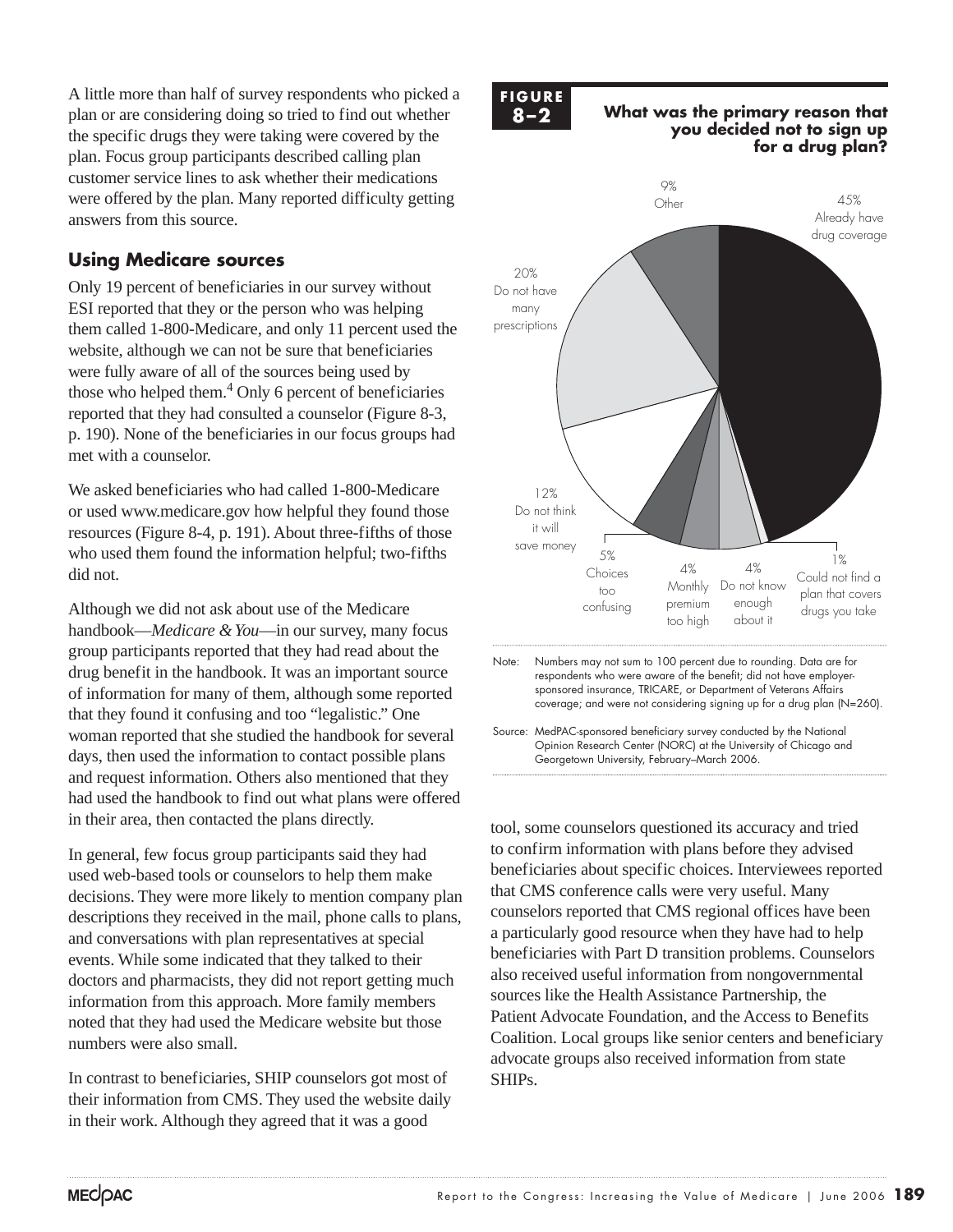A little more than half of survey respondents who picked a plan or are considering doing so tried to find out whether the specific drugs they were taking were covered by the plan. Focus group participants described calling plan customer service lines to ask whether their medications were offered by the plan. Many reported difficulty getting answers from this source.

### Using Medicare sources

Only 19 percent of beneficiaries in our survey without ESI reported that they or the person who was helping them called 1-800-Medicare, and only 11 percent used the website, although we can not be sure that beneficiaries were fully aware of all of the sources being used by those who helped them.[4] Only 6 percent of beneficiaries reported that they had consulted a counselor (Figure 8-3, p. 190). None of the beneficiaries in our focus groups had met with a counselor.

We asked beneficiaries who had called 1-800-Medicare or used www.medicare.gov how helpful they found those resources (Figure 8-4, p. 191). About three-fifths of those who used them found the information helpful; two-fifths did not.

Although we did not ask about use of the Medicare handbook—*Medicare & You*—in our survey, many focus group participants reported that they had read about the drug benefit in the handbook. It was an important source of information for many of them, although some reported that they found it confusing and too "legalistic." One woman reported that she studied the handbook for several days, then used the information to contact possible plans and request information. Others also mentioned that they had used the handbook to find out what plans were offered in their area, then contacted the plans directly.

In general, few focus group participants said they had used web-based tools or counselors to help them make decisions. They were more likely to mention company plan descriptions they received in the mail, phone calls to plans, and conversations with plan representatives at special events. While some indicated that they talked to their doctors and pharmacists, they did not report getting much information from this approach. More family members noted that they had used the Medicare website but those numbers were also small.

In contrast to beneficiaries, SHIP counselors got most of their information from CMS. They used the website daily in their work. Although they agreed that it was a good tool, some counselors questioned its accuracy and tried to confirm information with plans before they advised beneficiaries about specific choices. Interviewees reported that CMS conference calls were very useful. Many counselors reported that CMS regional offices have been a particularly good resource when they have had to help beneficiaries with Part D transition problems. Counselors also received useful information from nongovernmental sources like the Health Assistance Partnership, the Patient Advocate Foundation, and the Access to Benefits Coalition. Local groups like senior centers and beneficiary advocate groups also received information from state SHIPs.

**FIGURE 8–2**

**What was the primary reason that you decided not to sign up for a drug plan?**

| Reason | Percent |
|---|---|
| Already have drug coverage | 45% |
| Do not have many prescriptions | 20% |
| Do not think it will save money | 12% |
| Other | 9% |
| Choices too confusing | 5% |
| Monthly premium too high | 4% |
| Do not know enough about it | 4% |
| Could not find a plan that covers drugs you take | 1% |

Note: Numbers may not sum to 100 percent due to rounding. Data are for respondents who were aware of the benefit; did not have employer-sponsored insurance, TRICARE, or Department of Veterans Affairs coverage; and were not considering signing up for a drug plan (N=260).

Source: MedPAC-sponsored beneficiary survey conducted by the National Opinion Research Center (NORC) at the University of Chicago and Georgetown University, February–March 2006.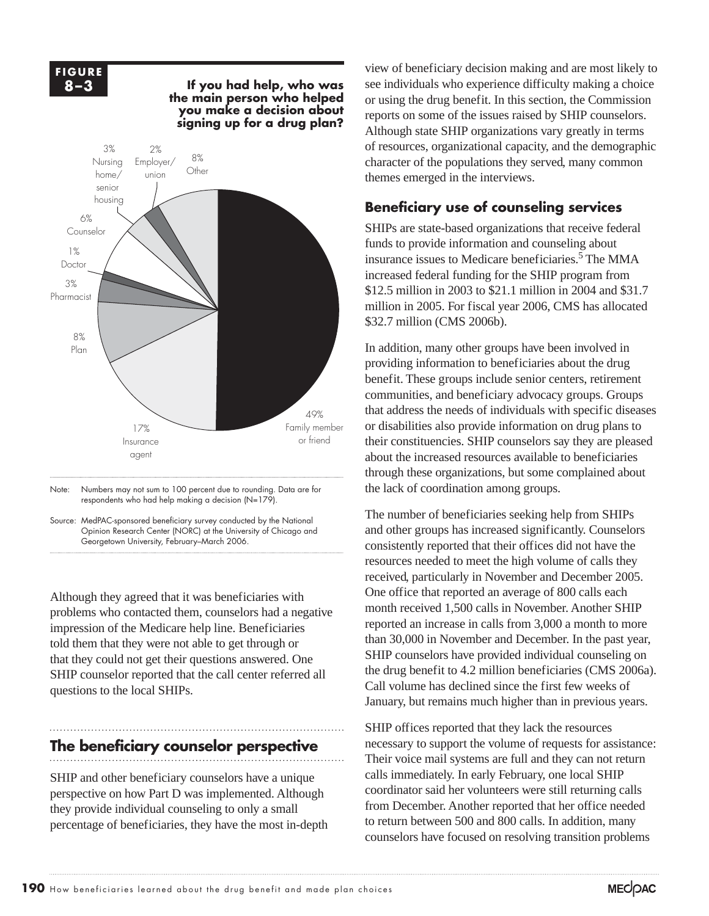**FIGURE 8–3**

**If you had help, who was the main person who helped you make a decision about signing up for a drug plan?**

| Main person who helped | Percent |
| --- | --- |
| Family member or friend | 49% |
| Insurance agent | 17% |
| Plan | 8% |
| Pharmacist | 3% |
| Doctor | 1% |
| Counselor | 6% |
| Nursing home/senior housing | 3% |
| Employer/union | 2% |
| Other | 8% |

Note: Numbers may not sum to 100 percent due to rounding. Data are for respondents who had help making a decision (N=179).

Source: MedPAC-sponsored beneficiary survey conducted by the National Opinion Research Center (NORC) at the University of Chicago and Georgetown University, February–March 2006.

Although they agreed that it was beneficiaries with problems who contacted them, counselors had a negative impression of the Medicare help line. Beneficiaries told them that they were not able to get through or that they could not get their questions answered. One SHIP counselor reported that the call center referred all questions to the local SHIPs.

## The beneficiary counselor perspective

SHIP and other beneficiary counselors have a unique perspective on how Part D was implemented. Although they provide individual counseling to only a small percentage of beneficiaries, they have the most in-depth view of beneficiary decision making and are most likely to see individuals who experience difficulty making a choice or using the drug benefit. In this section, the Commission reports on some of the issues raised by SHIP counselors. Although state SHIP organizations vary greatly in terms of resources, organizational capacity, and the demographic character of the populations they served, many common themes emerged in the interviews.

### Beneficiary use of counseling services

SHIPs are state-based organizations that receive federal funds to provide information and counseling about insurance issues to Medicare beneficiaries.[5] The MMA increased federal funding for the SHIP program from $12.5 million in 2003 to $21.1 million in 2004 and $31.7 million in 2005. For fiscal year 2006, CMS has allocated $32.7 million (CMS 2006b).

In addition, many other groups have been involved in providing information to beneficiaries about the drug benefit. These groups include senior centers, retirement communities, and beneficiary advocacy groups. Groups that address the needs of individuals with specific diseases or disabilities also provide information on drug plans to their constituencies. SHIP counselors say they are pleased about the increased resources available to beneficiaries through these organizations, but some complained about the lack of coordination among groups.

The number of beneficiaries seeking help from SHIPs and other groups has increased significantly. Counselors consistently reported that their offices did not have the resources needed to meet the high volume of calls they received, particularly in November and December 2005. One office that reported an average of 800 calls each month received 1,500 calls in November. Another SHIP reported an increase in calls from 3,000 a month to more than 30,000 in November and December. In the past year, SHIP counselors have provided individual counseling on the drug benefit to 4.2 million beneficiaries (CMS 2006a). Call volume has declined since the first few weeks of January, but remains much higher than in previous years.

SHIP offices reported that they lack the resources necessary to support the volume of requests for assistance: Their voice mail systems are full and they can not return calls immediately. In early February, one local SHIP coordinator said her volunteers were still returning calls from December. Another reported that her office needed to return between 500 and 800 calls. In addition, many counselors have focused on resolving transition problems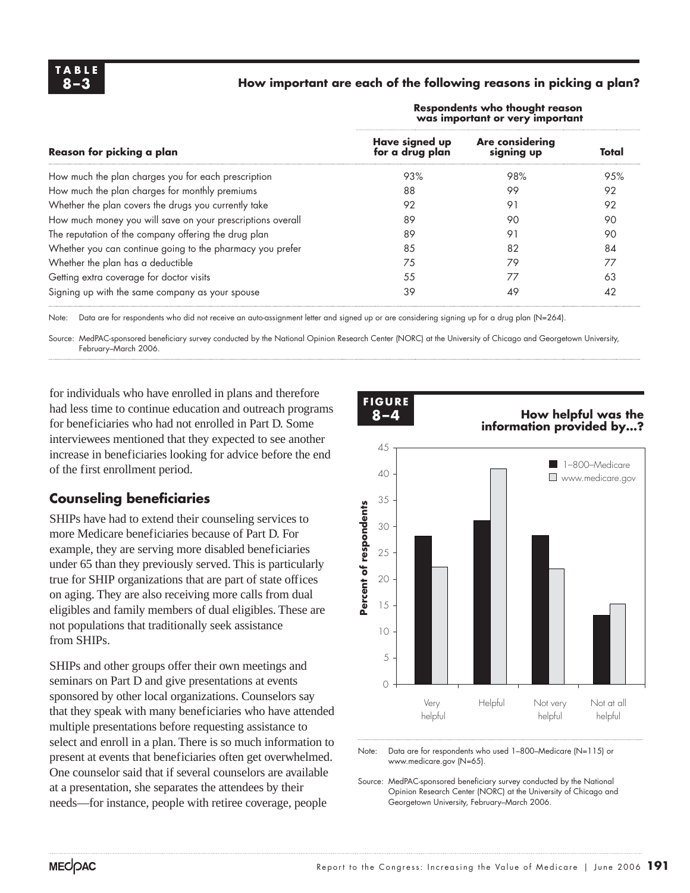**TABLE 8–3**

**How important are each of the following reasons in picking a plan?**

| Reason for picking a plan | Respondents who thought reason was important or very important | | |
|---|---|---|---|
| | Have signed up for a drug plan | Are considering signing up | Total |
| How much the plan charges you for each prescription | 93% | 98% | 95% |
| How much the plan charges for monthly premiums | 88 | 99 | 92 |
| Whether the plan covers the drugs you currently take | 92 | 91 | 92 |
| How much money you will save on your prescriptions overall | 89 | 90 | 90 |
| The reputation of the company offering the drug plan | 89 | 91 | 90 |
| Whether you can continue going to the pharmacy you prefer | 85 | 82 | 84 |
| Whether the plan has a deductible | 75 | 79 | 77 |
| Getting extra coverage for doctor visits | 55 | 77 | 63 |
| Signing up with the same company as your spouse | 39 | 49 | 42 |

Note: Data are for respondents who did not receive an auto-assignment letter and signed up or are considering signing up for a drug plan (N=264).

Source: MedPAC-sponsored beneficiary survey conducted by the National Opinion Research Center (NORC) at the University of Chicago and Georgetown University, February–March 2006.

for individuals who have enrolled in plans and therefore had less time to continue education and outreach programs for beneficiaries who had not enrolled in Part D. Some interviewees mentioned that they expected to see another increase in beneficiaries looking for advice before the end of the first enrollment period.

## Counseling beneficiaries

SHIPs have had to extend their counseling services to more Medicare beneficiaries because of Part D. For example, they are serving more disabled beneficiaries under 65 than they previously served. This is particularly true for SHIP organizations that are part of state offices on aging. They are also receiving more calls from dual eligibles and family members of dual eligibles. These are not populations that traditionally seek assistance from SHIPs.

SHIPs and other groups offer their own meetings and seminars on Part D and give presentations at events sponsored by other local organizations. Counselors say that they speak with many beneficiaries who have attended multiple presentations before requesting assistance to select and enroll in a plan. There is so much information to present at events that beneficiaries often get overwhelmed. One counselor said that if several counselors are available at a presentation, she separates the attendees by their needs—for instance, people with retiree coverage, people

**FIGURE 8–4**

**How helpful was the information provided by...?**

| | 1–800–Medicare | www.medicare.gov |
|---|---|---|
| Very helpful | 28 | 22 |
| Helpful | 31 | 41 |
| Not very helpful | 28 | 22 |
| Not at all helpful | 13 | 15 |

Note: Data are for respondents who used 1–800–Medicare (N=115) or www.medicare.gov (N=65).

Source: MedPAC-sponsored beneficiary survey conducted by the National Opinion Research Center (NORC) at the University of Chicago and Georgetown University, February–March 2006.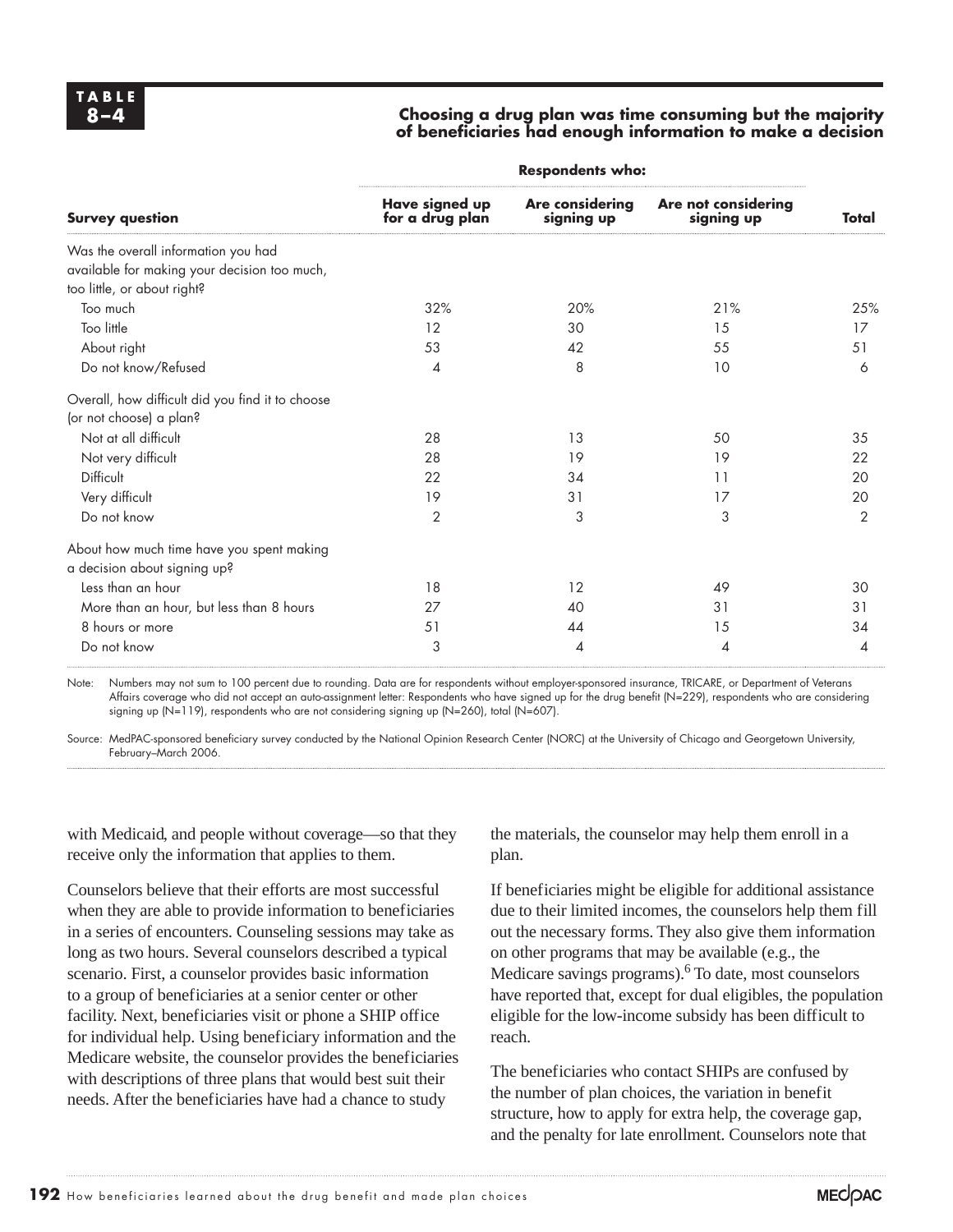**TABLE 8–4**

**Choosing a drug plan was time consuming but the majority of beneficiaries had enough information to make a decision**

| Survey question | Respondents who: Have signed up for a drug plan | Are considering signing up | Are not considering signing up | Total |
|---|---|---|---|---|
| Was the overall information you had available for making your decision too much, too little, or about right? | | | | |
| Too much | 32% | 20% | 21% | 25% |
| Too little | 12 | 30 | 15 | 17 |
| About right | 53 | 42 | 55 | 51 |
| Do not know/Refused | 4 | 8 | 10 | 6 |
| Overall, how difficult did you find it to choose (or not choose) a plan? | | | | |
| Not at all difficult | 28 | 13 | 50 | 35 |
| Not very difficult | 28 | 19 | 19 | 22 |
| Difficult | 22 | 34 | 11 | 20 |
| Very difficult | 19 | 31 | 17 | 20 |
| Do not know | 2 | 3 | 3 | 2 |
| About how much time have you spent making a decision about signing up? | | | | |
| Less than an hour | 18 | 12 | 49 | 30 |
| More than an hour, but less than 8 hours | 27 | 40 | 31 | 31 |
| 8 hours or more | 51 | 44 | 15 | 34 |
| Do not know | 3 | 4 | 4 | 4 |

Note: Numbers may not sum to 100 percent due to rounding. Data are for respondents without employer-sponsored insurance, TRICARE, or Department of Veterans Affairs coverage who did not accept an auto-assignment letter: Respondents who have signed up for the drug benefit (N=229), respondents who are considering signing up (N=119), respondents who are not considering signing up (N=260), total (N=607).

Source: MedPAC-sponsored beneficiary survey conducted by the National Opinion Research Center (NORC) at the University of Chicago and Georgetown University, February–March 2006.

with Medicaid, and people without coverage—so that they receive only the information that applies to them.

Counselors believe that their efforts are most successful when they are able to provide information to beneficiaries in a series of encounters. Counseling sessions may take as long as two hours. Several counselors described a typical scenario. First, a counselor provides basic information to a group of beneficiaries at a senior center or other facility. Next, beneficiaries visit or phone a SHIP office for individual help. Using beneficiary information and the Medicare website, the counselor provides the beneficiaries with descriptions of three plans that would best suit their needs. After the beneficiaries have had a chance to study the materials, the counselor may help them enroll in a plan.

If beneficiaries might be eligible for additional assistance due to their limited incomes, the counselors help them fill out the necessary forms. They also give them information on other programs that may be available (e.g., the Medicare savings programs).[6] To date, most counselors have reported that, except for dual eligibles, the population eligible for the low-income subsidy has been difficult to reach.

The beneficiaries who contact SHIPs are confused by the number of plan choices, the variation in benefit structure, how to apply for extra help, the coverage gap, and the penalty for late enrollment. Counselors note that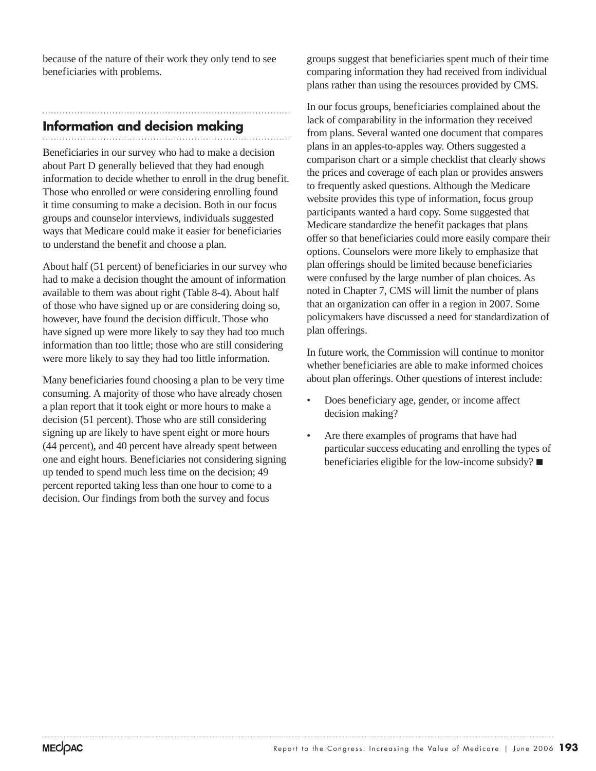because of the nature of their work they only tend to see beneficiaries with problems.

## Information and decision making

Beneficiaries in our survey who had to make a decision about Part D generally believed that they had enough information to decide whether to enroll in the drug benefit. Those who enrolled or were considering enrolling found it time consuming to make a decision. Both in our focus groups and counselor interviews, individuals suggested ways that Medicare could make it easier for beneficiaries to understand the benefit and choose a plan.

About half (51 percent) of beneficiaries in our survey who had to make a decision thought the amount of information available to them was about right (Table 8-4). About half of those who have signed up or are considering doing so, however, have found the decision difficult. Those who have signed up were more likely to say they had too much information than too little; those who are still considering were more likely to say they had too little information.

Many beneficiaries found choosing a plan to be very time consuming. A majority of those who have already chosen a plan report that it took eight or more hours to make a decision (51 percent). Those who are still considering signing up are likely to have spent eight or more hours (44 percent), and 40 percent have already spent between one and eight hours. Beneficiaries not considering signing up tended to spend much less time on the decision; 49 percent reported taking less than one hour to come to a decision. Our findings from both the survey and focus groups suggest that beneficiaries spent much of their time comparing information they had received from individual plans rather than using the resources provided by CMS.

In our focus groups, beneficiaries complained about the lack of comparability in the information they received from plans. Several wanted one document that compares plans in an apples-to-apples way. Others suggested a comparison chart or a simple checklist that clearly shows the prices and coverage of each plan or provides answers to frequently asked questions. Although the Medicare website provides this type of information, focus group participants wanted a hard copy. Some suggested that Medicare standardize the benefit packages that plans offer so that beneficiaries could more easily compare their options. Counselors were more likely to emphasize that plan offerings should be limited because beneficiaries were confused by the large number of plan choices. As noted in Chapter 7, CMS will limit the number of plans that an organization can offer in a region in 2007. Some policymakers have discussed a need for standardization of plan offerings.

In future work, the Commission will continue to monitor whether beneficiaries are able to make informed choices about plan offerings. Other questions of interest include:

- Does beneficiary age, gender, or income affect decision making?
- Are there examples of programs that have had particular success educating and enrolling the types of beneficiaries eligible for the low-income subsidy? ■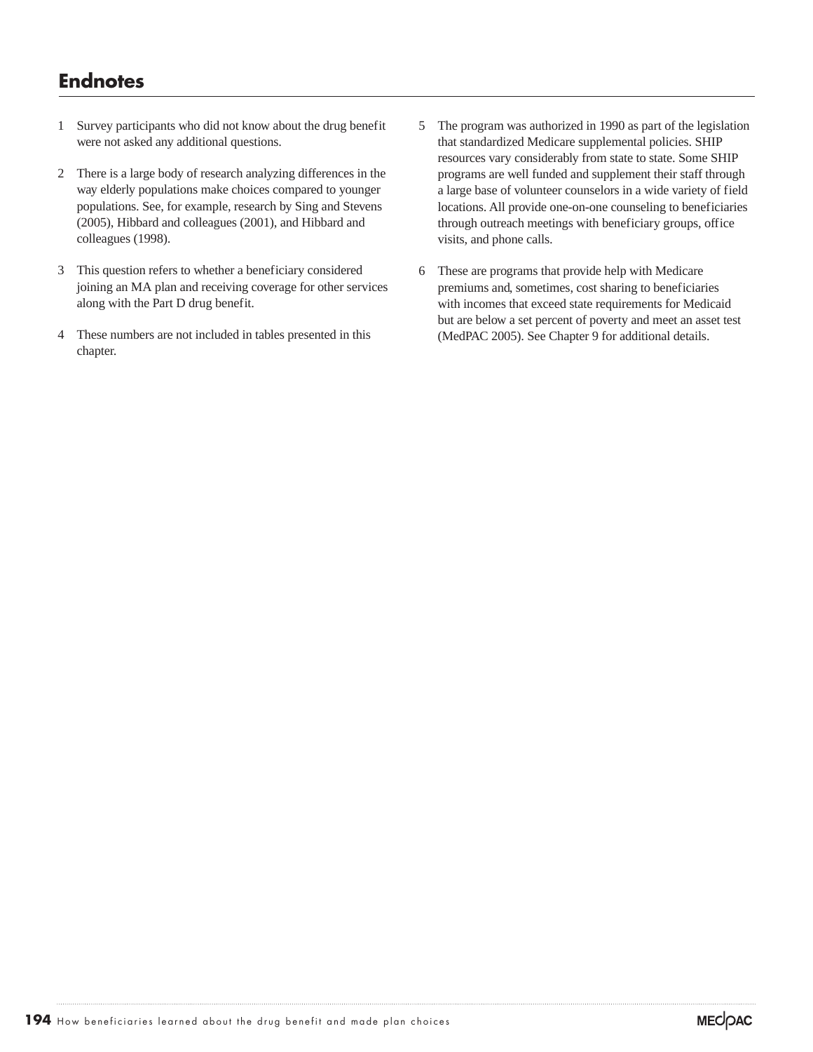## Endnotes

1 Survey participants who did not know about the drug benefit were not asked any additional questions.

2 There is a large body of research analyzing differences in the way elderly populations make choices compared to younger populations. See, for example, research by Sing and Stevens (2005), Hibbard and colleagues (2001), and Hibbard and colleagues (1998).

3 This question refers to whether a beneficiary considered joining an MA plan and receiving coverage for other services along with the Part D drug benefit.

4 These numbers are not included in tables presented in this chapter.

5 The program was authorized in 1990 as part of the legislation that standardized Medicare supplemental policies. SHIP resources vary considerably from state to state. Some SHIP programs are well funded and supplement their staff through a large base of volunteer counselors in a wide variety of field locations. All provide one-on-one counseling to beneficiaries through outreach meetings with beneficiary groups, office visits, and phone calls.

6 These are programs that provide help with Medicare premiums and, sometimes, cost sharing to beneficiaries with incomes that exceed state requirements for Medicaid but are below a set percent of poverty and meet an asset test (MedPAC 2005). See Chapter 9 for additional details.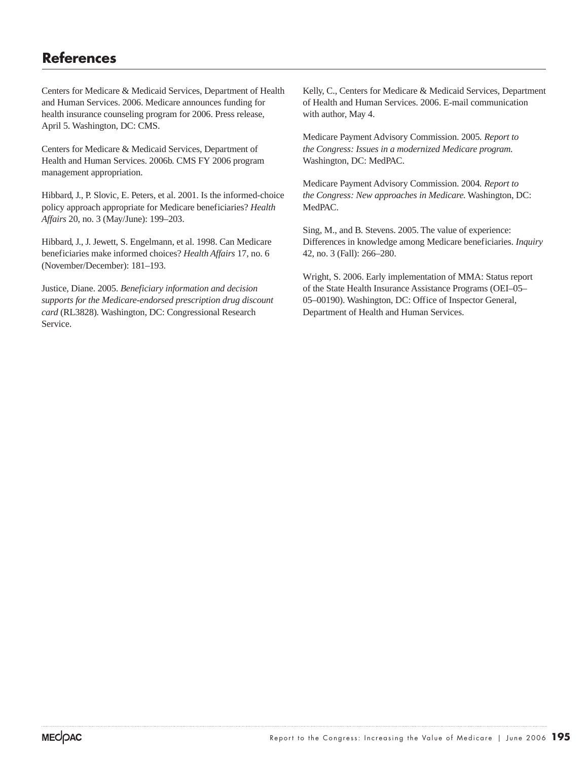## References

Centers for Medicare & Medicaid Services, Department of Health and Human Services. 2006. Medicare announces funding for health insurance counseling program for 2006. Press release, April 5. Washington, DC: CMS.

Centers for Medicare & Medicaid Services, Department of Health and Human Services. 2006b. CMS FY 2006 program management appropriation.

Hibbard, J., P. Slovic, E. Peters, et al. 2001. Is the informed-choice policy approach appropriate for Medicare beneficiaries? *Health Affairs* 20, no. 3 (May/June): 199–203.

Hibbard, J., J. Jewett, S. Engelmann, et al. 1998. Can Medicare beneficiaries make informed choices? *Health Affairs* 17, no. 6 (November/December): 181–193.

Justice, Diane. 2005. *Beneficiary information and decision supports for the Medicare-endorsed prescription drug discount card* (RL3828). Washington, DC: Congressional Research Service.

Kelly, C., Centers for Medicare & Medicaid Services, Department of Health and Human Services. 2006. E-mail communication with author, May 4.

Medicare Payment Advisory Commission. 2005. *Report to the Congress: Issues in a modernized Medicare program.* Washington, DC: MedPAC.

Medicare Payment Advisory Commission. 2004. *Report to the Congress: New approaches in Medicare.* Washington, DC: MedPAC.

Sing, M., and B. Stevens. 2005. The value of experience: Differences in knowledge among Medicare beneficiaries. *Inquiry* 42, no. 3 (Fall): 266–280.

Wright, S. 2006. Early implementation of MMA: Status report of the State Health Insurance Assistance Programs (OEI–05–05–00190). Washington, DC: Office of Inspector General, Department of Health and Human Services.